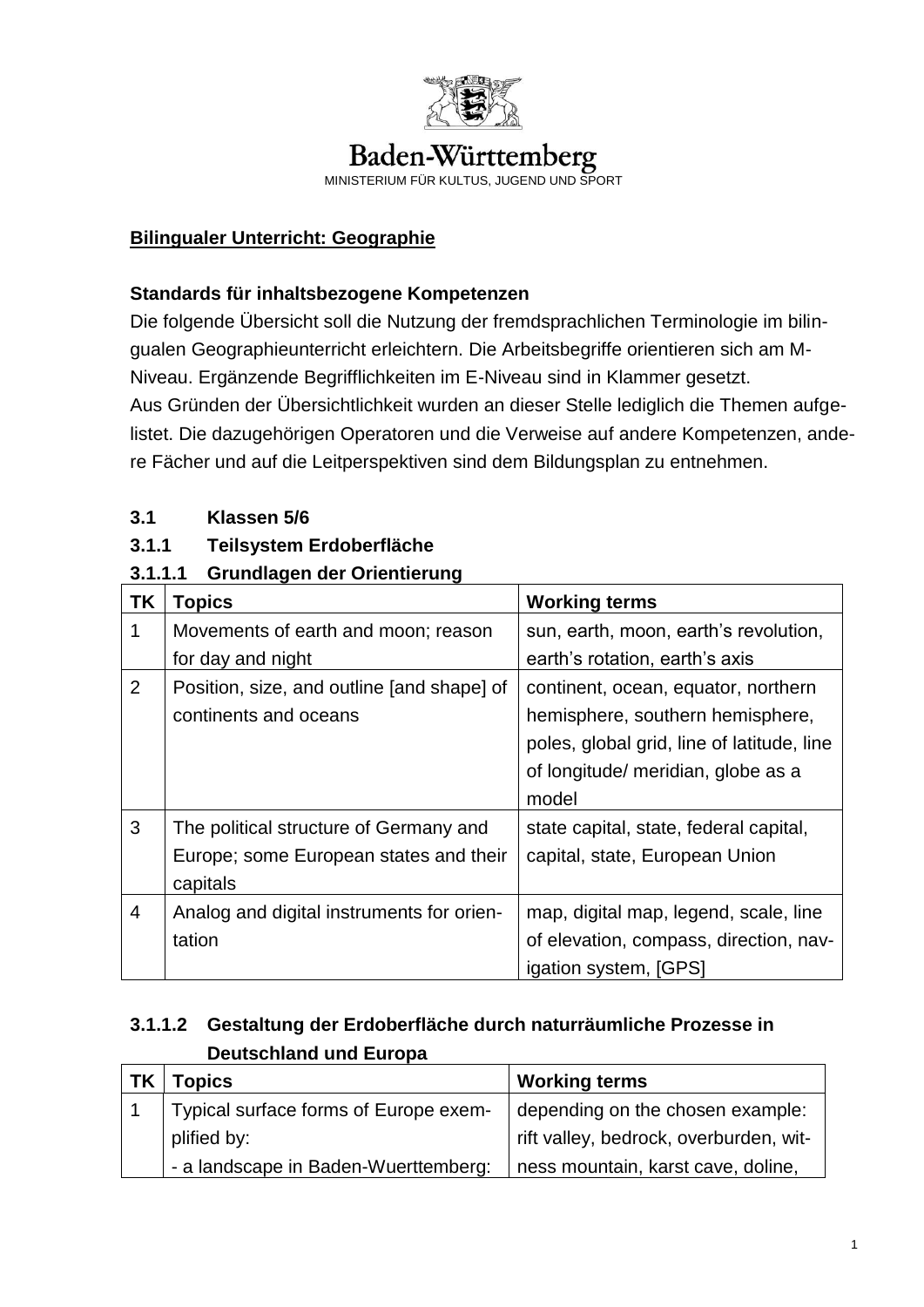Baden-Württemberg

MINISTERIUM FÜR KULTUS, JUGEND UND SPORT

**Bilingualer Unterricht: Geographie**

**Standards für inhaltsbezogene Kompetenzen**

Die folgende Übersicht soll die Nutzung der fremdsprachlichen Terminologie im bilingualen Geographieunterricht erleichtern. Die Arbeitsbegriffe orientieren sich am M-Niveau. Ergänzende Begrifflichkeiten im E-Niveau sind in Klammer gesetzt.
Aus Gründen der Übersichtlichkeit wurden an dieser Stelle lediglich die Themen aufgelistet. Die dazugehörigen Operatoren und die Verweise auf andere Kompetenzen, andere Fächer und auf die Leitperspektiven sind dem Bildungsplan zu entnehmen.

## 3.1 Klassen 5/6

### 3.1.1 Teilsystem Erdoberfläche

#### 3.1.1.1 Grundlagen der Orientierung

| TK | Topics | Working terms |
|---|---|---|
| 1 | Movements of earth and moon; reason for day and night | sun, earth, moon, earth's revolution, earth's rotation, earth's axis |
| 2 | Position, size, and outline [and shape] of continents and oceans | continent, ocean, equator, northern hemisphere, southern hemisphere, poles, global grid, line of latitude, line of longitude/ meridian, globe as a model |
| 3 | The political structure of Germany and Europe; some European states and their capitals | state capital, state, federal capital, capital, state, European Union |
| 4 | Analog and digital instruments for orientation | map, digital map, legend, scale, line of elevation, compass, direction, navigation system, [GPS] |

#### 3.1.1.2 Gestaltung der Erdoberfläche durch naturräumliche Prozesse in Deutschland und Europa

| TK | Topics | Working terms |
|---|---|---|
| 1 | Typical surface forms of Europe exemplified by:<br>- a landscape in Baden-Wuerttemberg: | depending on the chosen example: rift valley, bedrock, overburden, witness mountain, karst cave, doline, |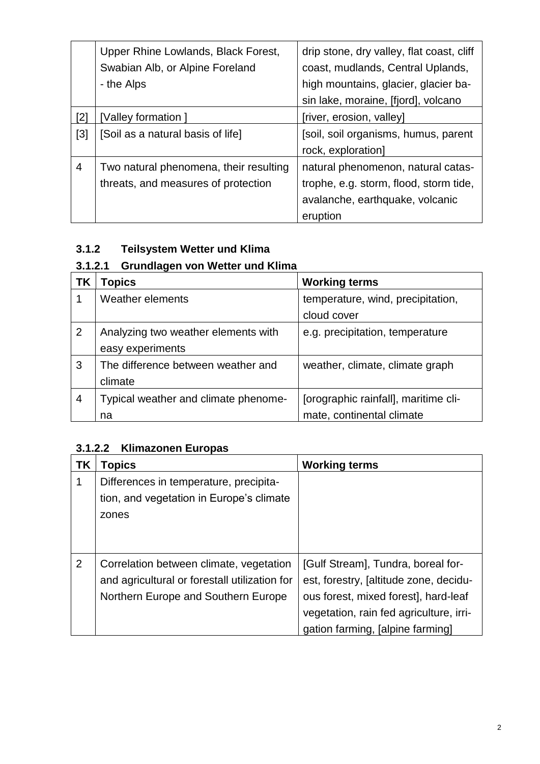|  | Upper Rhine Lowlands, Black Forest, Swabian Alb, or Alpine Foreland - the Alps | drip stone, dry valley, flat coast, cliff coast, mudlands, Central Uplands, high mountains, glacier, glacier basin lake, moraine, [fjord], volcano |
|---|---|---|
| [2] | [Valley formation ] | [river, erosion, valley] |
| [3] | [Soil as a natural basis of life] | [soil, soil organisms, humus, parent rock, exploration] |
| 4 | Two natural phenomena, their resulting threats, and measures of protection | natural phenomenon, natural catastrophe, e.g. storm, flood, storm tide, avalanche, earthquake, volcanic eruption |

### 3.1.2 Teilsystem Wetter und Klima

#### 3.1.2.1 Grundlagen von Wetter und Klima

| TK | Topics | Working terms |
|---|---|---|
| 1 | Weather elements | temperature, wind, precipitation, cloud cover |
| 2 | Analyzing two weather elements with easy experiments | e.g. precipitation, temperature |
| 3 | The difference between weather and climate | weather, climate, climate graph |
| 4 | Typical weather and climate phenomena | [orographic rainfall], maritime climate, continental climate |

#### 3.1.2.2 Klimazonen Europas

| TK | Topics | Working terms |
|---|---|---|
| 1 | Differences in temperature, precipitation, and vegetation in Europe's climate zones |  |
| 2 | Correlation between climate, vegetation and agricultural or forestall utilization for Northern Europe and Southern Europe | [Gulf Stream], Tundra, boreal forest, forestry, [altitude zone, deciduous forest, mixed forest], hard-leaf vegetation, rain fed agriculture, irrigation farming, [alpine farming] |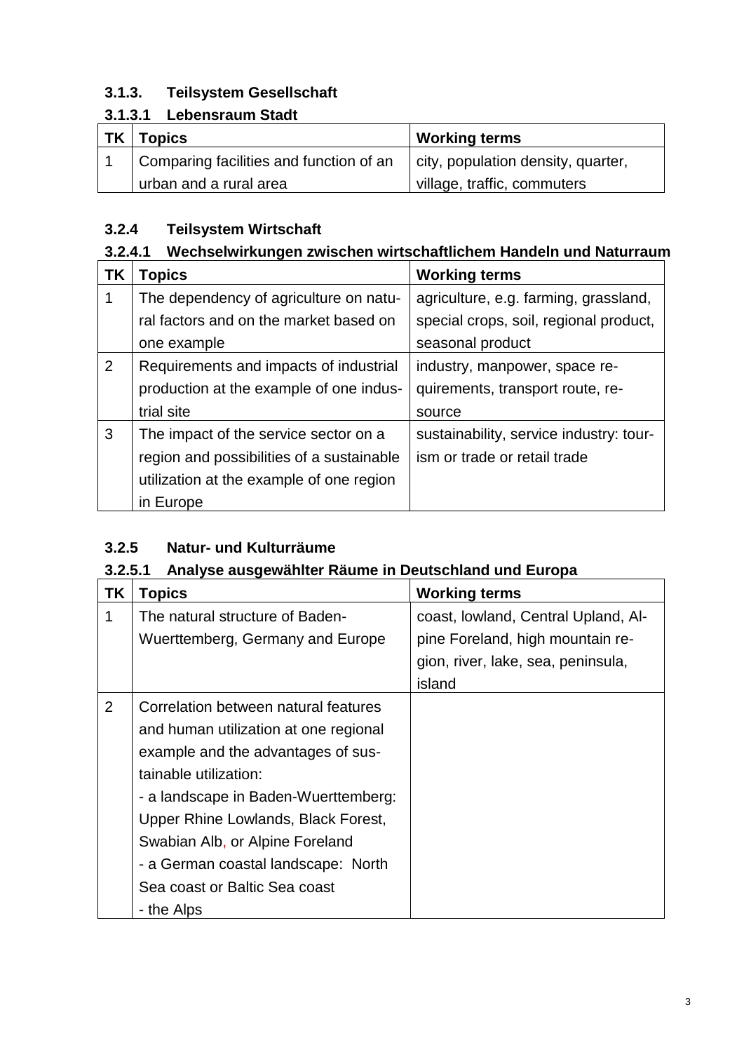### 3.1.3. Teilsystem Gesellschaft

#### 3.1.3.1 Lebensraum Stadt

| TK | Topics | Working terms |
|---|---|---|
| 1 | Comparing facilities and function of an urban and a rural area | city, population density, quarter, village, traffic, commuters |

### 3.2.4 Teilsystem Wirtschaft

#### 3.2.4.1 Wechselwirkungen zwischen wirtschaftlichem Handeln und Naturraum

| TK | Topics | Working terms |
|---|---|---|
| 1 | The dependency of agriculture on natural factors and on the market based on one example | agriculture, e.g. farming, grassland, special crops, soil, regional product, seasonal product |
| 2 | Requirements and impacts of industrial production at the example of one industrial site | industry, manpower, space requirements, transport route, resource |
| 3 | The impact of the service sector on a region and possibilities of a sustainable utilization at the example of one region in Europe | sustainability, service industry: tourism or trade or retail trade |

### 3.2.5 Natur- und Kulturräume

#### 3.2.5.1 Analyse ausgewählter Räume in Deutschland und Europa

| TK | Topics | Working terms |
|---|---|---|
| 1 | The natural structure of Baden-Wuerttemberg, Germany and Europe | coast, lowland, Central Upland, Alpine Foreland, high mountain region, river, lake, sea, peninsula, island |
| 2 | Correlation between natural features and human utilization at one regional example and the advantages of sustainable utilization:<br>- a landscape in Baden-Wuerttemberg: Upper Rhine Lowlands, Black Forest, Swabian Alb, or Alpine Foreland<br>- a German coastal landscape: North Sea coast or Baltic Sea coast<br>- the Alps | |